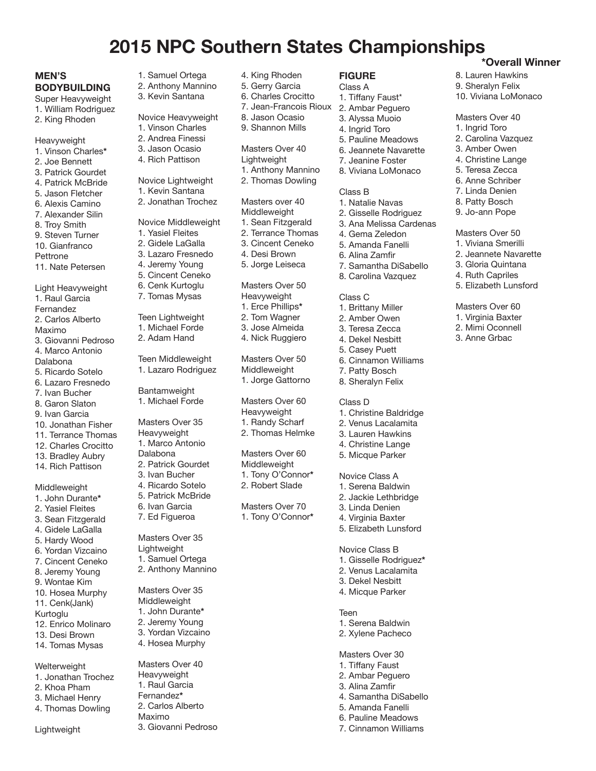# 2015 NPC Southern States Championships

**\*Overall Winner**

## MEN'S BODYBUILDING

Super Heavyweight
1. William Rodriguez
2. King Rhoden

Heavyweight
1. Vinson Charles*
2. Joe Bennett
3. Patrick Gourdet
4. Patrick McBride
5. Jason Fletcher
6. Alexis Camino
7. Alexander Silin
8. Troy Smith
9. Steven Turner
10. Gianfranco Pettrone
11. Nate Petersen

Light Heavyweight
1. Raul Garcia Fernandez
2. Carlos Alberto Maximo
3. Giovanni Pedroso
4. Marco Antonio Dalabona
5. Ricardo Sotelo
6. Lazaro Fresnedo
7. Ivan Bucher
8. Garon Slaton
9. Ivan Garcia
10. Jonathan Fisher
11. Terrance Thomas
12. Charles Crocitto
13. Bradley Aubry
14. Rich Pattison

Middleweight
1. John Durante*
2. Yasiel Fleites
3. Sean Fitzgerald
4. Gidele LaGalla
5. Hardy Wood
6. Yordan Vizcaino
7. Cincent Ceneko
8. Jeremy Young
9. Wontae Kim
10. Hosea Murphy
11. Cenk(Jank) Kurtoglu
12. Enrico Molinaro
13. Desi Brown
14. Tomas Mysas

Welterweight
1. Jonathan Trochez
2. Khoa Pham
3. Michael Henry
4. Thomas Dowling

Lightweight
1. Samuel Ortega
2. Anthony Mannino
3. Kevin Santana

Novice Heavyweight
1. Vinson Charles
2. Andrea Finessi
3. Jason Ocasio
4. Rich Pattison

Novice Lightweight
1. Kevin Santana
2. Jonathan Trochez

Novice Middleweight
1. Yasiel Fleites
2. Gidele LaGalla
3. Lazaro Fresnedo
4. Jeremy Young
5. Cincent Ceneko
6. Cenk Kurtoglu
7. Tomas Mysas

Teen Lightweight
1. Michael Forde
2. Adam Hand

Teen Middleweight
1. Lazaro Rodriguez

Bantamweight
1. Michael Forde

Masters Over 35 Heavyweight
1. Marco Antonio Dalabona
2. Patrick Gourdet
3. Ivan Bucher
4. Ricardo Sotelo
5. Patrick McBride
6. Ivan Garcia
7. Ed Figueroa

Masters Over 35 Lightweight
1. Samuel Ortega
2. Anthony Mannino

Masters Over 35 Middleweight
1. John Durante*
2. Jeremy Young
3. Yordan Vizcaino
4. Hosea Murphy

Masters Over 40 Heavyweight
1. Raul Garcia Fernandez*
2. Carlos Alberto Maximo
3. Giovanni Pedroso
4. King Rhoden
5. Gerry Garcia
6. Charles Crocitto
7. Jean-Francois Rioux
8. Jason Ocasio
9. Shannon Mills

Masters Over 40 Lightweight
1. Anthony Mannino
2. Thomas Dowling

Masters over 40 Middleweight
1. Sean Fitzgerald
2. Terrance Thomas
3. Cincent Ceneko
4. Desi Brown
5. Jorge Leiseca

Masters Over 50 Heavyweight
1. Erce Phillips*
2. Tom Wagner
3. Jose Almeida
4. Nick Ruggiero

Masters Over 50 Middleweight
1. Jorge Gattorno

Masters Over 60 Heavyweight
1. Randy Scharf
2. Thomas Helmke

Masters Over 60 Middleweight
1. Tony O'Connor*
2. Robert Slade

Masters Over 70
1. Tony O'Connor*

## FIGURE

Class A
1. Tiffany Faust*
2. Ambar Peguero
3. Alyssa Muoio
4. Ingrid Toro
5. Pauline Meadows
6. Jeannete Navarette
7. Jeanine Foster
8. Viviana LoMonaco

Class B
1. Natalie Navas
2. Gisselle Rodriguez
3. Ana Melissa Cardenas
4. Gema Zeledon
5. Amanda Fanelli
6. Alina Zamfir
7. Samantha DiSabello
8. Carolina Vazquez

Class C
1. Brittany Miller
2. Amber Owen
3. Teresa Zecca
4. Dekel Nesbitt
5. Casey Puett
6. Cinnamon Williams
7. Patty Bosch
8. Sheralyn Felix

Class D
1. Christine Baldridge
2. Venus Lacalamita
3. Lauren Hawkins
4. Christine Lange
5. Micque Parker

Novice Class A
1. Serena Baldwin
2. Jackie Lethbridge
3. Linda Denien
4. Virginia Baxter
5. Elizabeth Lunsford

Novice Class B
1. Gisselle Rodriguez*
2. Venus Lacalamita
3. Dekel Nesbitt
4. Micque Parker

Teen
1. Serena Baldwin
2. Xylene Pacheco

Masters Over 30
1. Tiffany Faust
2. Ambar Peguero
3. Alina Zamfir
4. Samantha DiSabello
5. Amanda Fanelli
6. Pauline Meadows
7. Cinnamon Williams
8. Lauren Hawkins
9. Sheralyn Felix
10. Viviana LoMonaco

Masters Over 40
1. Ingrid Toro
2. Carolina Vazquez
3. Amber Owen
4. Christine Lange
5. Teresa Zecca
6. Anne Schriber
7. Linda Denien
8. Patty Bosch
9. Jo-ann Pope

Masters Over 50
1. Viviana Smerilli
2. Jeannete Navarette
3. Gloria Quintana
4. Ruth Capriles
5. Elizabeth Lunsford

Masters Over 60
1. Virginia Baxter
2. Mimi Oconnell
3. Anne Grbac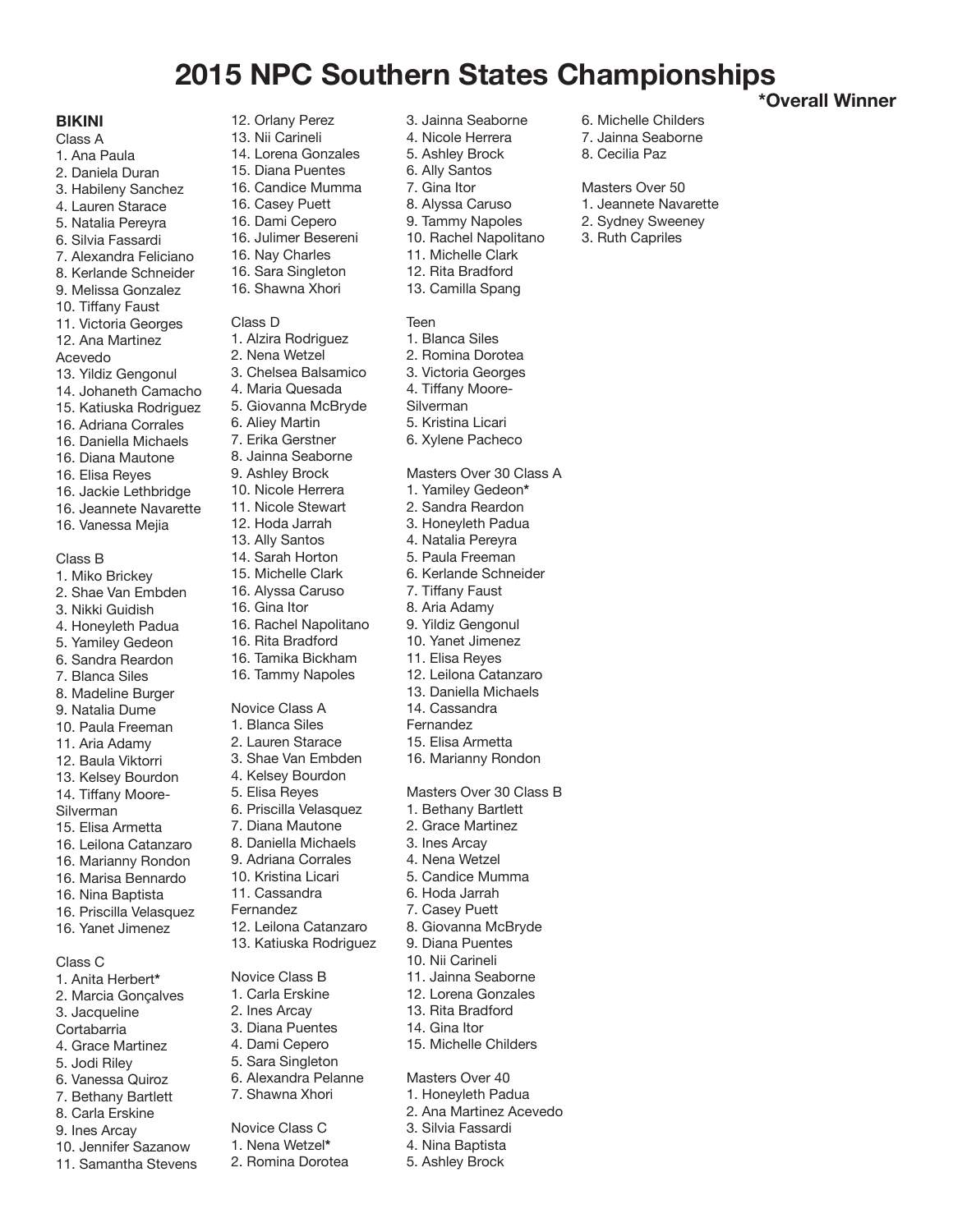# 2015 NPC Southern States Championships

*Overall Winner

## BIKINI

Class A
1. Ana Paula
2. Daniela Duran
3. Habileny Sanchez
4. Lauren Starace
5. Natalia Pereyra
6. Silvia Fassardi
7. Alexandra Feliciano
8. Kerlande Schneider
9. Melissa Gonzalez
10. Tiffany Faust
11. Victoria Georges
12. Ana Martinez Acevedo
13. Yildiz Gengonul
14. Johaneth Camacho
15. Katiuska Rodriguez
16. Adriana Corrales
16. Daniella Michaels
16. Diana Mautone
16. Elisa Reyes
16. Jackie Lethbridge
16. Jeannete Navarette
16. Vanessa Mejia

Class B
1. Miko Brickey
2. Shae Van Embden
3. Nikki Guidish
4. Honeyleth Padua
5. Yamiley Gedeon
6. Sandra Reardon
7. Blanca Siles
8. Madeline Burger
9. Natalia Dume
10. Paula Freeman
11. Aria Adamy
12. Baula Viktorri
13. Kelsey Bourdon
14. Tiffany Moore-Silverman
15. Elisa Armetta
16. Leilona Catanzaro
16. Marianny Rondon
16. Marisa Bennardo
16. Nina Baptista
16. Priscilla Velasquez
16. Yanet Jimenez

Class C
1. Anita Herbert*
2. Marcia Gonçalves
3. Jacqueline Cortabarria
4. Grace Martinez
5. Jodi Riley
6. Vanessa Quiroz
7. Bethany Bartlett
8. Carla Erskine
9. Ines Arcay
10. Jennifer Sazanow
11. Samantha Stevens
12. Orlany Perez
13. Nii Carineli
14. Lorena Gonzales
15. Diana Puentes
16. Candice Mumma
16. Casey Puett
16. Dami Cepero
16. Julimer Besereni
16. Nay Charles
16. Sara Singleton
16. Shawna Xhori

Class D
1. Alzira Rodriguez
2. Nena Wetzel
3. Chelsea Balsamico
4. Maria Quesada
5. Giovanna McBryde
6. Aliey Martin
7. Erika Gerstner
8. Jainna Seaborne
9. Ashley Brock
10. Nicole Herrera
11. Nicole Stewart
12. Hoda Jarrah
13. Ally Santos
14. Sarah Horton
15. Michelle Clark
16. Alyssa Caruso
16. Gina Itor
16. Rachel Napolitano
16. Rita Bradford
16. Tamika Bickham
16. Tammy Napoles

Novice Class A
1. Blanca Siles
2. Lauren Starace
3. Shae Van Embden
4. Kelsey Bourdon
5. Elisa Reyes
6. Priscilla Velasquez
7. Diana Mautone
8. Daniella Michaels
9. Adriana Corrales
10. Kristina Licari
11. Cassandra Fernandez
12. Leilona Catanzaro
13. Katiuska Rodriguez

Novice Class B
1. Carla Erskine
2. Ines Arcay
3. Diana Puentes
4. Dami Cepero
5. Sara Singleton
6. Alexandra Pelanne
7. Shawna Xhori

Novice Class C
1. Nena Wetzel*
2. Romina Dorotea
3. Jainna Seaborne
4. Nicole Herrera
5. Ashley Brock
6. Ally Santos
7. Gina Itor
8. Alyssa Caruso
9. Tammy Napoles
10. Rachel Napolitano
11. Michelle Clark
12. Rita Bradford
13. Camilla Spang

Teen
1. Blanca Siles
2. Romina Dorotea
3. Victoria Georges
4. Tiffany Moore-Silverman
5. Kristina Licari
6. Xylene Pacheco

Masters Over 30 Class A
1. Yamiley Gedeon*
2. Sandra Reardon
3. Honeyleth Padua
4. Natalia Pereyra
5. Paula Freeman
6. Kerlande Schneider
7. Tiffany Faust
8. Aria Adamy
9. Yildiz Gengonul
10. Yanet Jimenez
11. Elisa Reyes
12. Leilona Catanzaro
13. Daniella Michaels
14. Cassandra Fernandez
15. Elisa Armetta
16. Marianny Rondon

Masters Over 30 Class B
1. Bethany Bartlett
2. Grace Martinez
3. Ines Arcay
4. Nena Wetzel
5. Candice Mumma
6. Hoda Jarrah
7. Casey Puett
8. Giovanna McBryde
9. Diana Puentes
10. Nii Carineli
11. Jainna Seaborne
12. Lorena Gonzales
13. Rita Bradford
14. Gina Itor
15. Michelle Childers

Masters Over 40
1. Honeyleth Padua
2. Ana Martinez Acevedo
3. Silvia Fassardi
4. Nina Baptista
5. Ashley Brock
6. Michelle Childers
7. Jainna Seaborne
8. Cecilia Paz

Masters Over 50
1. Jeannete Navarette
2. Sydney Sweeney
3. Ruth Capriles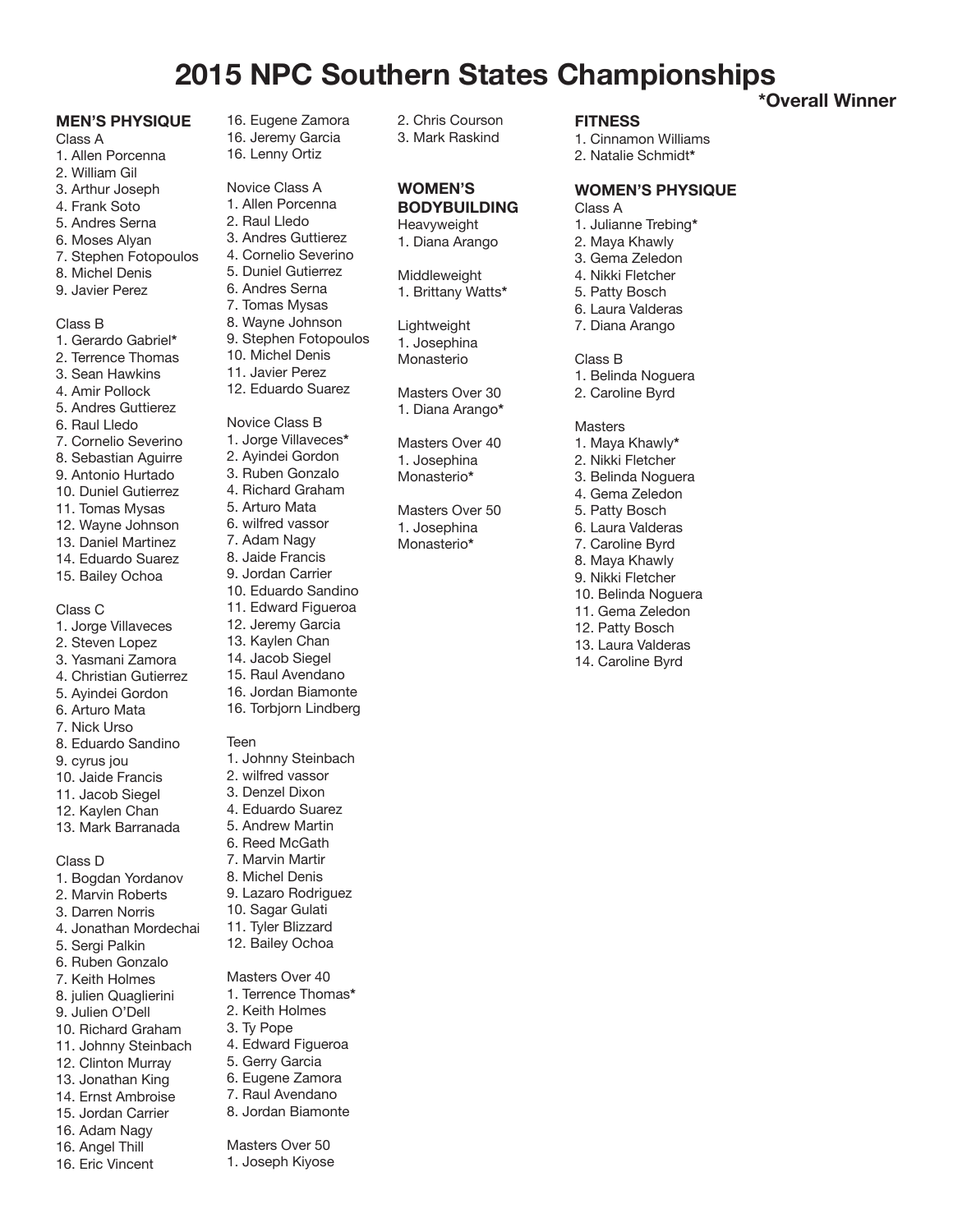# 2015 NPC Southern States Championships

**\*Overall Winner**

## MEN'S PHYSIQUE

Class A
1. Allen Porcenna
2. William Gil
3. Arthur Joseph
4. Frank Soto
5. Andres Serna
6. Moses Alyan
7. Stephen Fotopoulos
8. Michel Denis
9. Javier Perez

Class B
1. Gerardo Gabriel*
2. Terrence Thomas
3. Sean Hawkins
4. Amir Pollock
5. Andres Guttierez
6. Raul Lledo
7. Cornelio Severino
8. Sebastian Aguirre
9. Antonio Hurtado
10. Duniel Gutierrez
11. Tomas Mysas
12. Wayne Johnson
13. Daniel Martinez
14. Eduardo Suarez
15. Bailey Ochoa

Class C
1. Jorge Villaveces
2. Steven Lopez
3. Yasmani Zamora
4. Christian Gutierrez
5. Ayindei Gordon
6. Arturo Mata
7. Nick Urso
8. Eduardo Sandino
9. cyrus jou
10. Jaide Francis
11. Jacob Siegel
12. Kaylen Chan
13. Mark Barranada

Class D
1. Bogdan Yordanov
2. Marvin Roberts
3. Darren Norris
4. Jonathan Mordechai
5. Sergi Palkin
6. Ruben Gonzalo
7. Keith Holmes
8. julien Quaglierini
9. Julien O'Dell
10. Richard Graham
11. Johnny Steinbach
12. Clinton Murray
13. Jonathan King
14. Ernst Ambroise
15. Jordan Carrier
16. Adam Nagy
16. Angel Thill
16. Eric Vincent
16. Eugene Zamora
16. Jeremy Garcia
16. Lenny Ortiz

Novice Class A
1. Allen Porcenna
2. Raul Lledo
3. Andres Guttierez
4. Cornelio Severino
5. Duniel Gutierrez
6. Andres Serna
7. Tomas Mysas
8. Wayne Johnson
9. Stephen Fotopoulos
10. Michel Denis
11. Javier Perez
12. Eduardo Suarez

Novice Class B
1. Jorge Villaveces*
2. Ayindei Gordon
3. Ruben Gonzalo
4. Richard Graham
5. Arturo Mata
6. wilfred vassor
7. Adam Nagy
8. Jaide Francis
9. Jordan Carrier
10. Eduardo Sandino
11. Edward Figueroa
12. Jeremy Garcia
13. Kaylen Chan
14. Jacob Siegel
15. Raul Avendano
16. Jordan Biamonte
16. Torbjorn Lindberg

Teen
1. Johnny Steinbach
2. wilfred vassor
3. Denzel Dixon
4. Eduardo Suarez
5. Andrew Martin
6. Reed McGath
7. Marvin Martir
8. Michel Denis
9. Lazaro Rodriguez
10. Sagar Gulati
11. Tyler Blizzard
12. Bailey Ochoa

Masters Over 40
1. Terrence Thomas*
2. Keith Holmes
3. Ty Pope
4. Edward Figueroa
5. Gerry Garcia
6. Eugene Zamora
7. Raul Avendano
8. Jordan Biamonte

Masters Over 50
1. Joseph Kiyose
2. Chris Courson
3. Mark Raskind

## WOMEN'S BODYBUILDING

Heavyweight
1. Diana Arango

Middleweight
1. Brittany Watts*

Lightweight
1. Josephina Monasterio

Masters Over 30
1. Diana Arango*

Masters Over 40
1. Josephina Monasterio*

Masters Over 50
1. Josephina Monasterio*

## FITNESS

1. Cinnamon Williams
2. Natalie Schmidt*

## WOMEN'S PHYSIQUE

Class A
1. Julianne Trebing*
2. Maya Khawly
3. Gema Zeledon
4. Nikki Fletcher
5. Patty Bosch
6. Laura Valderas
7. Diana Arango

Class B
1. Belinda Noguera
2. Caroline Byrd

Masters
1. Maya Khawly*
2. Nikki Fletcher
3. Belinda Noguera
4. Gema Zeledon
5. Patty Bosch
6. Laura Valderas
7. Caroline Byrd
8. Maya Khawly
9. Nikki Fletcher
10. Belinda Noguera
11. Gema Zeledon
12. Patty Bosch
13. Laura Valderas
14. Caroline Byrd